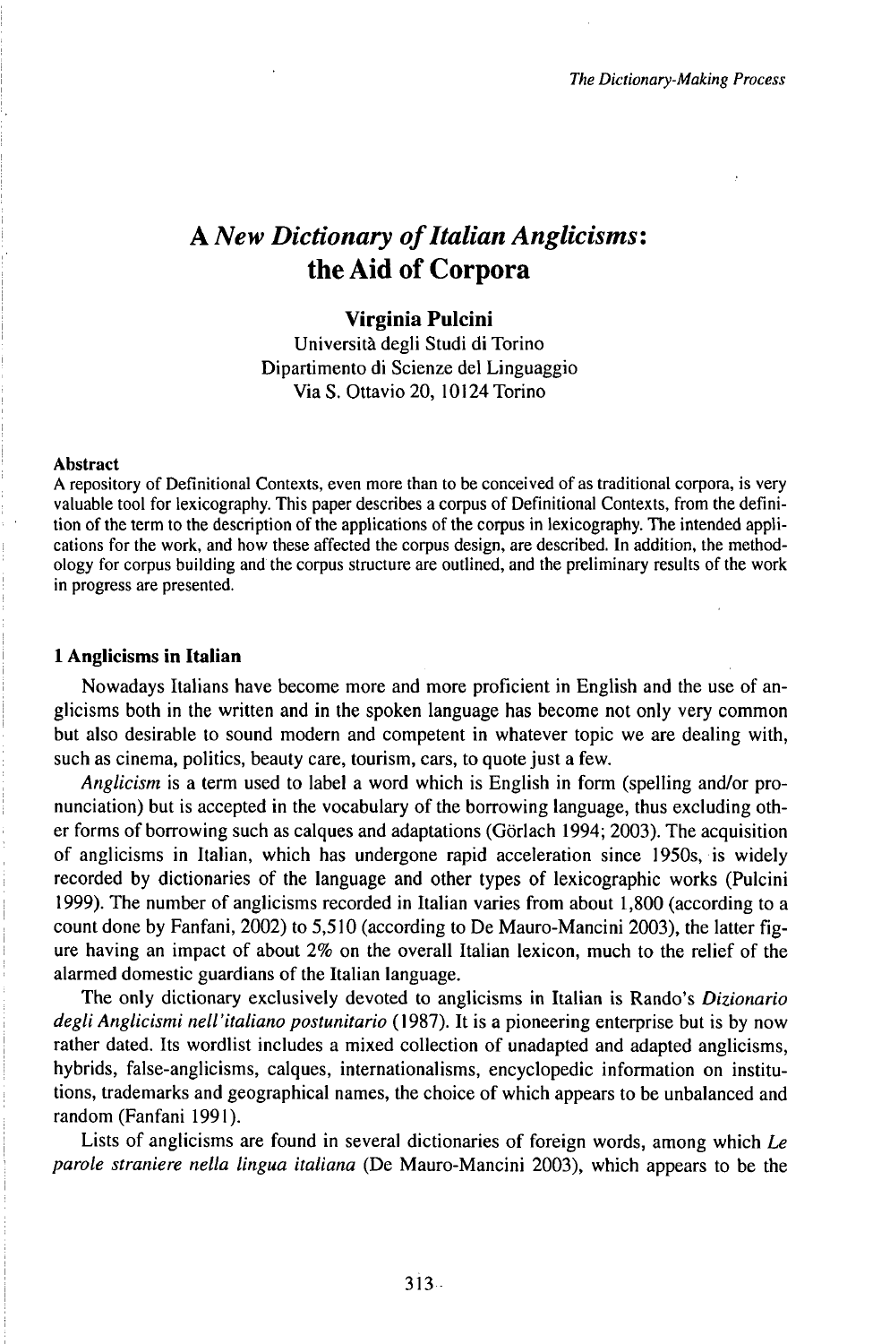# A *New Dictionary of Italian Anglicisms*: the Aid of Corpora

**Virginia Pulcini**
Università degli Studi di Torino
Dipartimento di Scienze del Linguaggio
Via S. Ottavio 20, 10124 Torino

**Abstract**

A repository of Definitional Contexts, even more than to be conceived of as traditional corpora, is very valuable tool for lexicography. This paper describes a corpus of Definitional Contexts, from the definition of the term to the description of the applications of the corpus in lexicography. The intended applications for the work, and how these affected the corpus design, are described. In addition, the methodology for corpus building and the corpus structure are outlined, and the preliminary results of the work in progress are presented.

## 1 Anglicisms in Italian

Nowadays Italians have become more and more proficient in English and the use of anglicisms both in the written and in the spoken language has become not only very common but also desirable to sound modern and competent in whatever topic we are dealing with, such as cinema, politics, beauty care, tourism, cars, to quote just a few.

*Anglicism* is a term used to label a word which is English in form (spelling and/or pronunciation) but is accepted in the vocabulary of the borrowing language, thus excluding other forms of borrowing such as calques and adaptations (Görlach 1994; 2003). The acquisition of anglicisms in Italian, which has undergone rapid acceleration since 1950s, is widely recorded by dictionaries of the language and other types of lexicographic works (Pulcini 1999). The number of anglicisms recorded in Italian varies from about 1,800 (according to a count done by Fanfani, 2002) to 5,510 (according to De Mauro-Mancini 2003), the latter figure having an impact of about 2% on the overall Italian lexicon, much to the relief of the alarmed domestic guardians of the Italian language.

The only dictionary exclusively devoted to anglicisms in Italian is Rando's *Dizionario degli Anglicismi nell'italiano postunitario* (1987). It is a pioneering enterprise but is by now rather dated. Its wordlist includes a mixed collection of unadapted and adapted anglicisms, hybrids, false-anglicisms, calques, internationalisms, encyclopedic information on institutions, trademarks and geographical names, the choice of which appears to be unbalanced and random (Fanfani 1991).

Lists of anglicisms are found in several dictionaries of foreign words, among which *Le parole straniere nella lingua italiana* (De Mauro-Mancini 2003), which appears to be the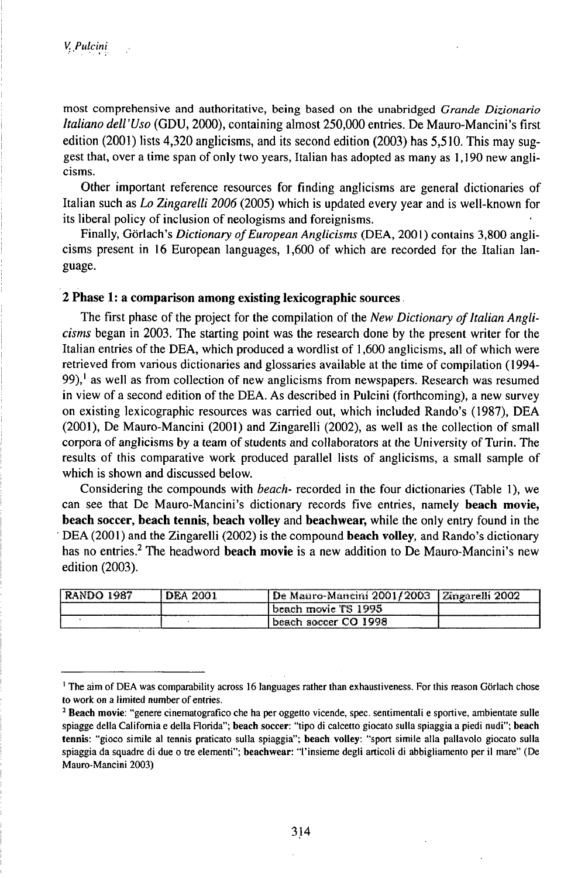most comprehensive and authoritative, being based on the unabridged *Grande Dizionario Italiano dell'Uso* (GDU, 2000), containing almost 250,000 entries. De Mauro-Mancini's first edition (2001) lists 4,320 anglicisms, and its second edition (2003) has 5,510. This may suggest that, over a time span of only two years, Italian has adopted as many as 1,190 new anglicisms.

Other important reference resources for finding anglicisms are general dictionaries of Italian such as *Lo Zingarelli 2006* (2005) which is updated every year and is well-known for its liberal policy of inclusion of neologisms and foreignisms.

Finally, Görlach's *Dictionary of European Anglicisms* (DEA, 2001) contains 3,800 anglicisms present in 16 European languages, 1,600 of which are recorded for the Italian language.

## 2 Phase 1: a comparison among existing lexicographic sources

The first phase of the project for the compilation of the *New Dictionary of Italian Anglicisms* began in 2003. The starting point was the research done by the present writer for the Italian entries of the DEA, which produced a wordlist of 1,600 anglicisms, all of which were retrieved from various dictionaries and glossaries available at the time of compilation (1994-99),[1] as well as from collection of new anglicisms from newspapers. Research was resumed in view of a second edition of the DEA. As described in Pulcini (forthcoming), a new survey on existing lexicographic resources was carried out, which included Rando's (1987), DEA (2001), De Mauro-Mancini (2001) and Zingarelli (2002), as well as the collection of small corpora of anglicisms by a team of students and collaborators at the University of Turin. The results of this comparative work produced parallel lists of anglicisms, a small sample of which is shown and discussed below.

Considering the compounds with *beach-* recorded in the four dictionaries (Table 1), we can see that De Mauro-Mancini's dictionary records five entries, namely **beach movie, beach soccer, beach tennis, beach volley** and **beachwear,** while the only entry found in the DEA (2001) and the Zingarelli (2002) is the compound **beach volley**, and Rando's dictionary has no entries.[2] The headword **beach movie** is a new addition to De Mauro-Mancini's new edition (2003).

| RANDO 1987 | DEA 2001 | De Mauro-Mancini 2001/2003 | Zingarelli 2002 |
|---|---|---|---|
| | | beach movie TS 1995 | |
| | | beach soccer CO 1998 | |

[1] The aim of DEA was comparability across 16 languages rather than exhaustiveness. For this reason Görlach chose to work on a limited number of entries.

[2] **Beach movie**: "genere cinematografico che ha per oggetto vicende, spec. sentimentali e sportive, ambientate sulle spiagge della California e della Florida"; **beach soccer**: "tipo di calcetto giocato sulla spiaggia a piedi nudi"; **beach tennis**: "gioco simile al tennis praticato sulla spiaggia"; **beach volley**: "sport simile alla pallavolo giocato sulla spiaggia da squadre di due o tre elementi"; **beachwear**: "l'insieme degli articoli di abbigliamento per il mare" (De Mauro-Mancini 2003)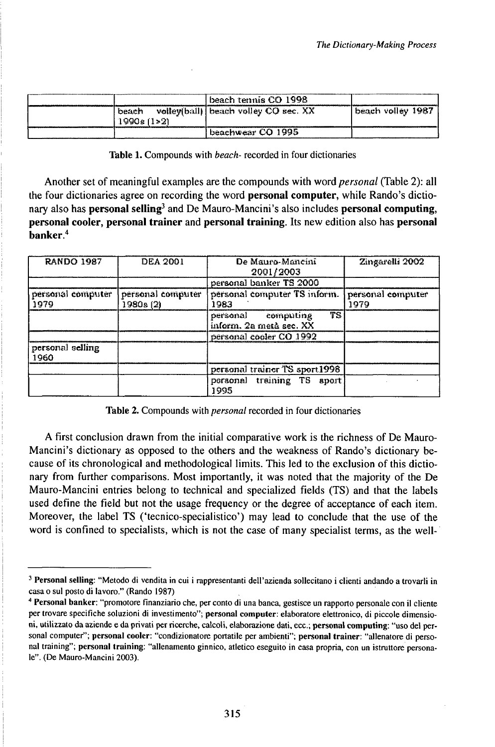| | | beach tennis CO 1998 | |
|---|---|---|---|
| | beach volley(ball) 1990s (1>2) | beach volley CO sec. XX | beach volley 1987 |
| | | beachwear CO 1995 | |

**Table 1.** Compounds with *beach-* recorded in four dictionaries

Another set of meaningful examples are the compounds with word *personal* (Table 2): all the four dictionaries agree on recording the word **personal computer**, while Rando's dictionary also has **personal selling**[3] and De Mauro-Mancini's also includes **personal computing, personal cooler, personal trainer** and **personal training**. Its new edition also has **personal banker**.[4]

| RANDO 1987 | DEA 2001 | De Mauro-Mancini 2001/2003 | Zingarelli 2002 |
|---|---|---|---|
| | | personal banker TS 2000 | |
| personal computer 1979 | personal computer 1980s (2) | personal computer TS inform. 1983 | personal computer 1979 |
| | | personal computing TS inform. 2a metà sec. XX | |
| | | personal cooler CO 1992 | |
| personal selling 1960 | | | |
| | | personal trainer TS sport1998 | |
| | | personal training TS sport 1995 | |

**Table 2.** Compounds with *personal* recorded in four dictionaries

A first conclusion drawn from the initial comparative work is the richness of De Mauro-Mancini's dictionary as opposed to the others and the weakness of Rando's dictionary because of its chronological and methodological limits. This led to the exclusion of this dictionary from further comparisons. Most importantly, it was noted that the majority of the De Mauro-Mancini entries belong to technical and specialized fields (TS) and that the labels used define the field but not the usage frequency or the degree of acceptance of each item. Moreover, the label TS ('tecnico-specialistico') may lead to conclude that the use of the word is confined to specialists, which is not the case of many specialist terms, as the well-

---

[3] **Personal selling**: "Metodo di vendita in cui i rappresentanti dell'azienda sollecitano i clienti andando a trovarli in casa o sul posto di lavoro." (Rando 1987)

[4] **Personal banker**: "promotore finanziario che, per conto di una banca, gestisce un rapporto personale con il cliente per trovare specifiche soluzioni di investimento"; **personal computer**: elaboratore elettronico, di piccole dimensioni, utilizzato da aziende e da privati per ricerche, calcoli, elaborazione dati, ecc.; **personal computing**: "uso del personal computer"; **personal cooler**: "condizionatore portatile per ambienti"; **personal trainer**: "allenatore di personal training"; **personal training**: "allenamento ginnico, atletico eseguito in casa propria, con un istruttore personale". (De Mauro-Mancini 2003).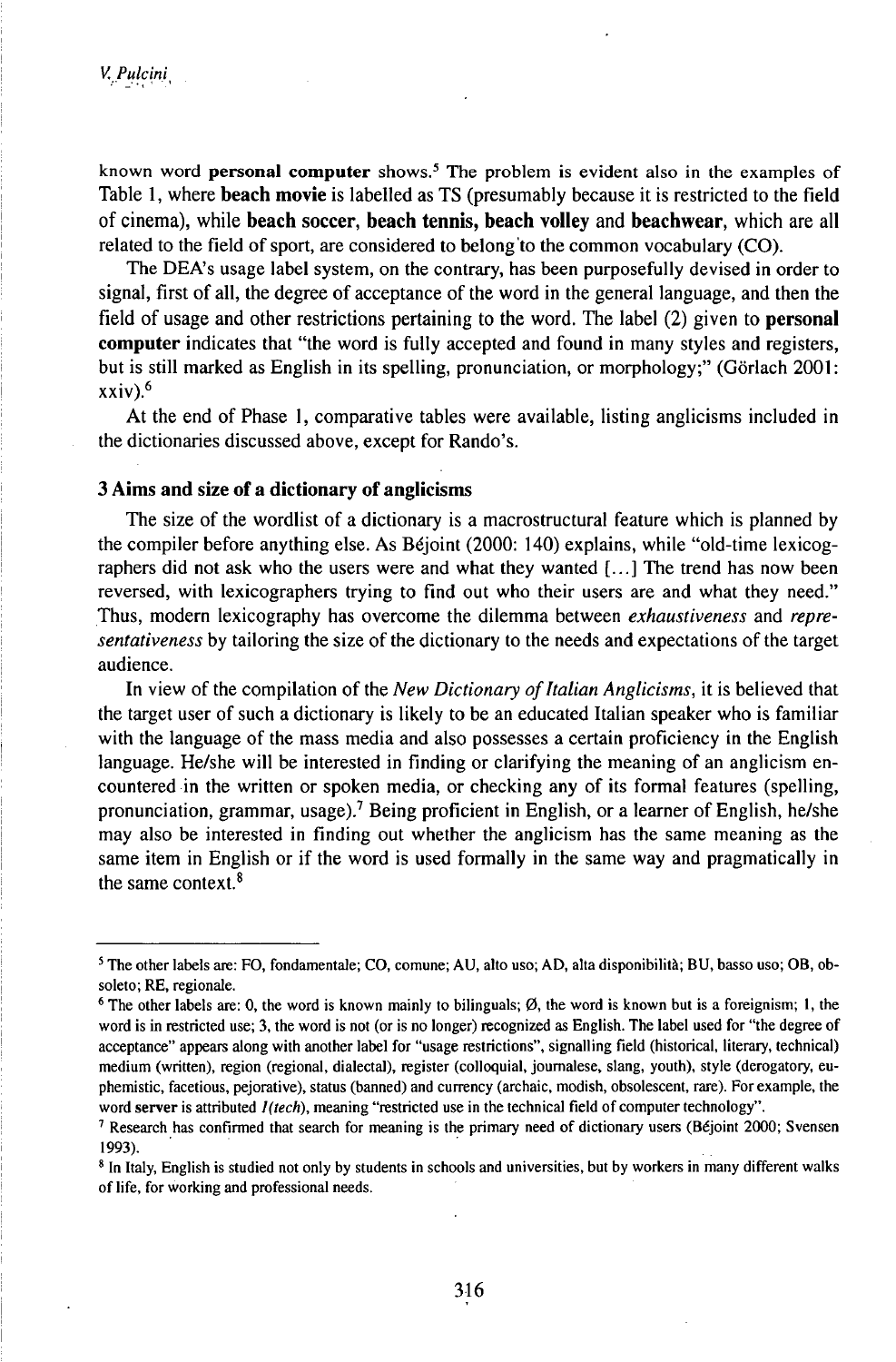known word **personal computer** shows.[5] The problem is evident also in the examples of Table 1, where **beach movie** is labelled as TS (presumably because it is restricted to the field of cinema), while **beach soccer, beach tennis, beach volley** and **beachwear**, which are all related to the field of sport, are considered to belong to the common vocabulary (CO).

The DEA's usage label system, on the contrary, has been purposefully devised in order to signal, first of all, the degree of acceptance of the word in the general language, and then the field of usage and other restrictions pertaining to the word. The label (2) given to **personal computer** indicates that "the word is fully accepted and found in many styles and registers, but is still marked as English in its spelling, pronunciation, or morphology;" (Görlach 2001: xxiv).[6]

At the end of Phase 1, comparative tables were available, listing anglicisms included in the dictionaries discussed above, except for Rando's.

## 3 Aims and size of a dictionary of anglicisms

The size of the wordlist of a dictionary is a macrostructural feature which is planned by the compiler before anything else. As Béjoint (2000: 140) explains, while "old-time lexicographers did not ask who the users were and what they wanted [...] The trend has now been reversed, with lexicographers trying to find out who their users are and what they need." Thus, modern lexicography has overcome the dilemma between *exhaustiveness* and *representativeness* by tailoring the size of the dictionary to the needs and expectations of the target audience.

In view of the compilation of the *New Dictionary of Italian Anglicisms*, it is believed that the target user of such a dictionary is likely to be an educated Italian speaker who is familiar with the language of the mass media and also possesses a certain proficiency in the English language. He/she will be interested in finding or clarifying the meaning of an anglicism encountered in the written or spoken media, or checking any of its formal features (spelling, pronunciation, grammar, usage).[7] Being proficient in English, or a learner of English, he/she may also be interested in finding out whether the anglicism has the same meaning as the same item in English or if the word is used formally in the same way and pragmatically in the same context.[8]

---

[5] The other labels are: FO, fondamentale; CO, comune; AU, alto uso; AD, alta disponibilità; BU, basso uso; OB, obsoleto; RE, regionale.

[6] The other labels are: 0, the word is known mainly to bilinguals; Ø, the word is known but is a foreignism; 1, the word is in restricted use; 3, the word is not (or is no longer) recognized as English. The label used for "the degree of acceptance" appears along with another label for "usage restrictions", signalling field (historical, literary, technical) medium (written), region (regional, dialectal), register (colloquial, journalese, slang, youth), style (derogatory, euphemistic, facetious, pejorative), status (banned) and currency (archaic, modish, obsolescent, rare). For example, the word **server** is attributed *1(tech)*, meaning "restricted use in the technical field of computer technology".

[7] Research has confirmed that search for meaning is the primary need of dictionary users (Béjoint 2000; Svensen 1993).

[8] In Italy, English is studied not only by students in schools and universities, but by workers in many different walks of life, for working and professional needs.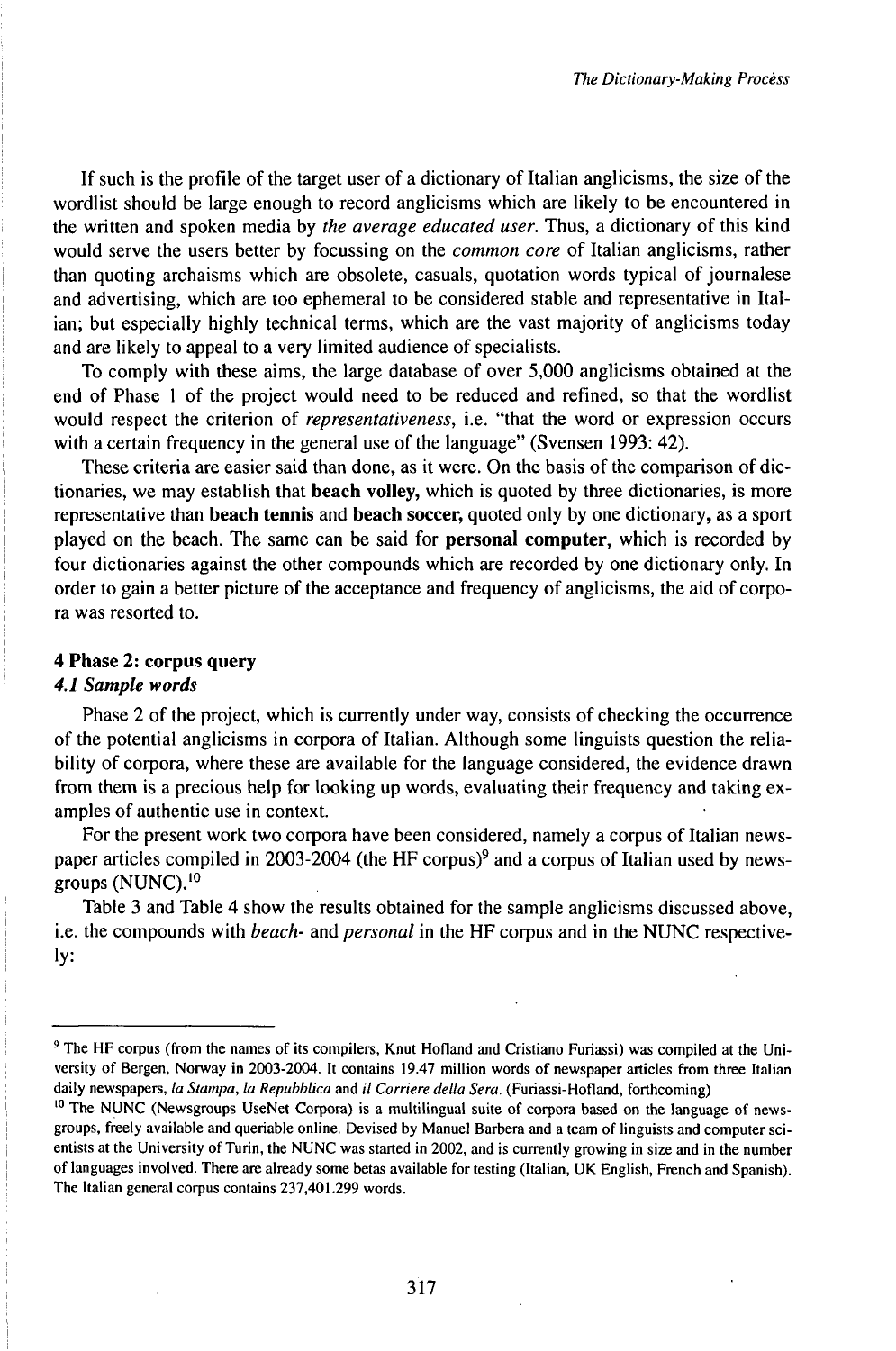If such is the profile of the target user of a dictionary of Italian anglicisms, the size of the wordlist should be large enough to record anglicisms which are likely to be encountered in the written and spoken media by *the average educated user*. Thus, a dictionary of this kind would serve the users better by focussing on the *common core* of Italian anglicisms, rather than quoting archaisms which are obsolete, casuals, quotation words typical of journalese and advertising, which are too ephemeral to be considered stable and representative in Italian; but especially highly technical terms, which are the vast majority of anglicisms today and are likely to appeal to a very limited audience of specialists.

To comply with these aims, the large database of over 5,000 anglicisms obtained at the end of Phase 1 of the project would need to be reduced and refined, so that the wordlist would respect the criterion of *representativeness*, i.e. "that the word or expression occurs with a certain frequency in the general use of the language" (Svensen 1993: 42).

These criteria are easier said than done, as it were. On the basis of the comparison of dictionaries, we may establish that **beach volley,** which is quoted by three dictionaries, is more representative than **beach tennis** and **beach soccer,** quoted only by one dictionary**,** as a sport played on the beach. The same can be said for **personal computer**, which is recorded by four dictionaries against the other compounds which are recorded by one dictionary only. In order to gain a better picture of the acceptance and frequency of anglicisms, the aid of corpora was resorted to.

## 4 Phase 2: corpus query

### *4.1 Sample words*

Phase 2 of the project, which is currently under way, consists of checking the occurrence of the potential anglicisms in corpora of Italian. Although some linguists question the reliability of corpora, where these are available for the language considered, the evidence drawn from them is a precious help for looking up words, evaluating their frequency and taking examples of authentic use in context.

For the present work two corpora have been considered, namely a corpus of Italian newspaper articles compiled in 2003-2004 (the HF corpus)[9] and a corpus of Italian used by newsgroups (NUNC).[10]

Table 3 and Table 4 show the results obtained for the sample anglicisms discussed above, i.e. the compounds with *beach-* and *personal* in the HF corpus and in the NUNC respectively:

---

[9] The HF corpus (from the names of its compilers, Knut Hofland and Cristiano Furiassi) was compiled at the University of Bergen, Norway in 2003-2004. It contains 19.47 million words of newspaper articles from three Italian daily newspapers, *la Stampa*, *la Repubblica* and *il Corriere della Sera*. (Furiassi-Hofland, forthcoming)

[10] The NUNC (Newsgroups UseNet Corpora) is a multilingual suite of corpora based on the language of newsgroups, freely available and queriable online. Devised by Manuel Barbera and a team of linguists and computer scientists at the University of Turin, the NUNC was started in 2002, and is currently growing in size and in the number of languages involved. There are already some betas available for testing (Italian, UK English, French and Spanish). The Italian general corpus contains 237,401.299 words.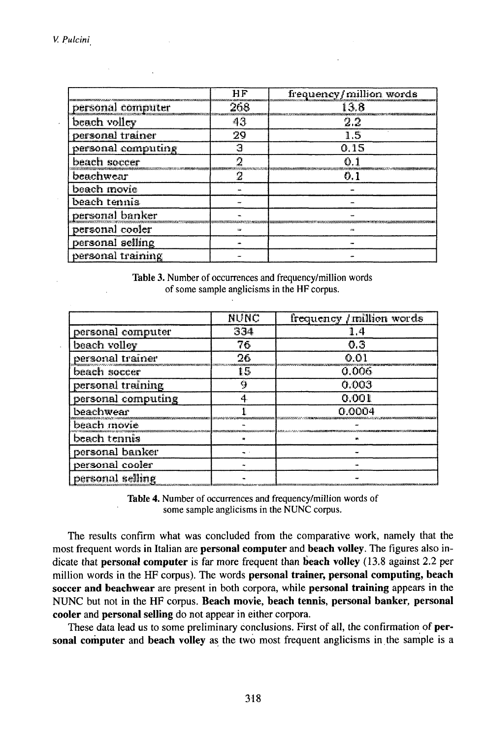| | HF | frequency/million words |
|---|---|---|
| personal computer | 268 | 13.8 |
| beach volley | 43 | 2.2 |
| personal trainer | 29 | 1.5 |
| personal computing | 3 | 0.15 |
| beach soccer | 2 | 0.1 |
| beachwear | 2 | 0.1 |
| beach movie | - | - |
| beach tennis | - | - |
| personal banker | - | - |
| personal cooler | - | - |
| personal selling | - | - |
| personal training | - | - |

**Table 3.** Number of occurrences and frequency/million words of some sample anglicisms in the HF corpus.

| | NUNC | frequency / million words |
|---|---|---|
| personal computer | 334 | 1.4 |
| beach volley | 76 | 0.3 |
| personal trainer | 26 | 0.01 |
| beach soccer | 15 | 0.006 |
| personal training | 9 | 0.003 |
| personal computing | 4 | 0.001 |
| beachwear | 1 | 0.0004 |
| beach movie | - | - |
| beach tennis | - | - |
| personal banker | - | - |
| personal cooler | - | - |
| personal selling | - | - |

**Table 4.** Number of occurrences and frequency/million words of some sample anglicisms in the NUNC corpus.

The results confirm what was concluded from the comparative work, namely that the most frequent words in Italian are **personal computer** and **beach volley**. The figures also indicate that **personal computer** is far more frequent than **beach volley** (13.8 against 2.2 per million words in the HF corpus). The words **personal trainer, personal computing, beach soccer and beachwear** are present in both corpora, while **personal training** appears in the NUNC but not in the HF corpus. **Beach movie, beach tennis, personal banker, personal cooler** and **personal selling** do not appear in either corpora.

These data lead us to some preliminary conclusions. First of all, the confirmation of **personal computer** and **beach volley** as the two most frequent anglicisms in the sample is a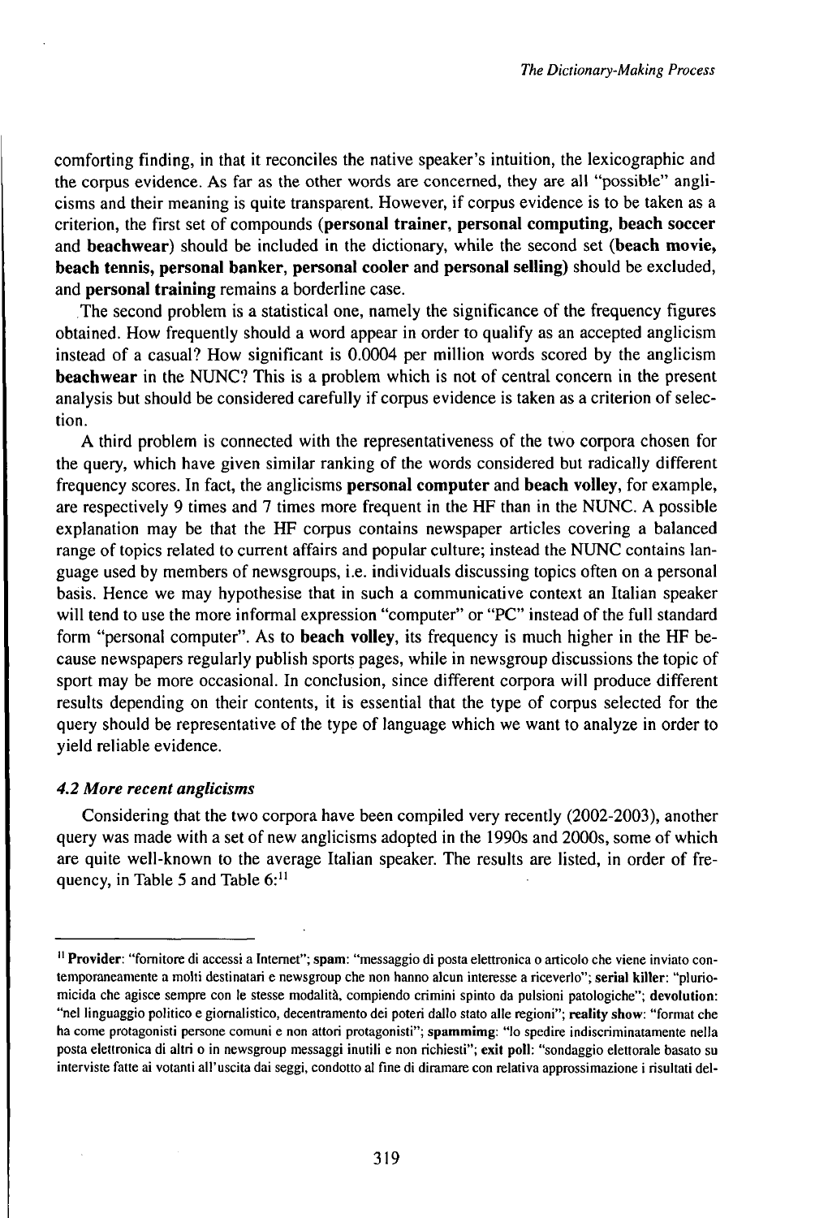comforting finding, in that it reconciles the native speaker's intuition, the lexicographic and the corpus evidence. As far as the other words are concerned, they are all "possible" anglicisms and their meaning is quite transparent. However, if corpus evidence is to be taken as a criterion, the first set of compounds (**personal trainer, personal computing, beach soccer** and **beachwear**) should be included in the dictionary, while the second set (**beach movie, beach tennis, personal banker, personal cooler** and **personal selling**) should be excluded, and **personal training** remains a borderline case.

The second problem is a statistical one, namely the significance of the frequency figures obtained. How frequently should a word appear in order to qualify as an accepted anglicism instead of a casual? How significant is 0.0004 per million words scored by the anglicism **beachwear** in the NUNC? This is a problem which is not of central concern in the present analysis but should be considered carefully if corpus evidence is taken as a criterion of selection.

A third problem is connected with the representativeness of the two corpora chosen for the query, which have given similar ranking of the words considered but radically different frequency scores. In fact, the anglicisms **personal computer** and **beach volley**, for example, are respectively 9 times and 7 times more frequent in the HF than in the NUNC. A possible explanation may be that the HF corpus contains newspaper articles covering a balanced range of topics related to current affairs and popular culture; instead the NUNC contains language used by members of newsgroups, i.e. individuals discussing topics often on a personal basis. Hence we may hypothesise that in such a communicative context an Italian speaker will tend to use the more informal expression "computer" or "PC" instead of the full standard form "personal computer". As to **beach volley**, its frequency is much higher in the HF because newspapers regularly publish sports pages, while in newsgroup discussions the topic of sport may be more occasional. In conclusion, since different corpora will produce different results depending on their contents, it is essential that the type of corpus selected for the query should be representative of the type of language which we want to analyze in order to yield reliable evidence.

### *4.2 More recent anglicisms*

Considering that the two corpora have been compiled very recently (2002-2003), another query was made with a set of new anglicisms adopted in the 1990s and 2000s, some of which are quite well-known to the average Italian speaker. The results are listed, in order of frequency, in Table 5 and Table 6:[11]

---

[11] **Provider**: "fornitore di accessi a Internet"; **spam**: "messaggio di posta elettronica o articolo che viene inviato contemporaneamente a molti destinatari e newsgroup che non hanno alcun interesse a riceverlo"; **serial killer**: "pluriomicida che agisce sempre con le stesse modalità, compiendo crimini spinto da pulsioni patologiche"; **devolution**: "nel linguaggio politico e giornalistico, decentramento dei poteri dallo stato alle regioni"; **reality show**: "format che ha come protagonisti persone comuni e non attori protagonisti"; **spammimg**: "lo spedire indiscriminatamente nella posta elettronica di altri o in newsgroup messaggi inutili e non richiesti"; **exit poll**: "sondaggio elettorale basato su interviste fatte ai votanti all'uscita dai seggi, condotto al fine di diramare con relativa approssimazione i risultati del-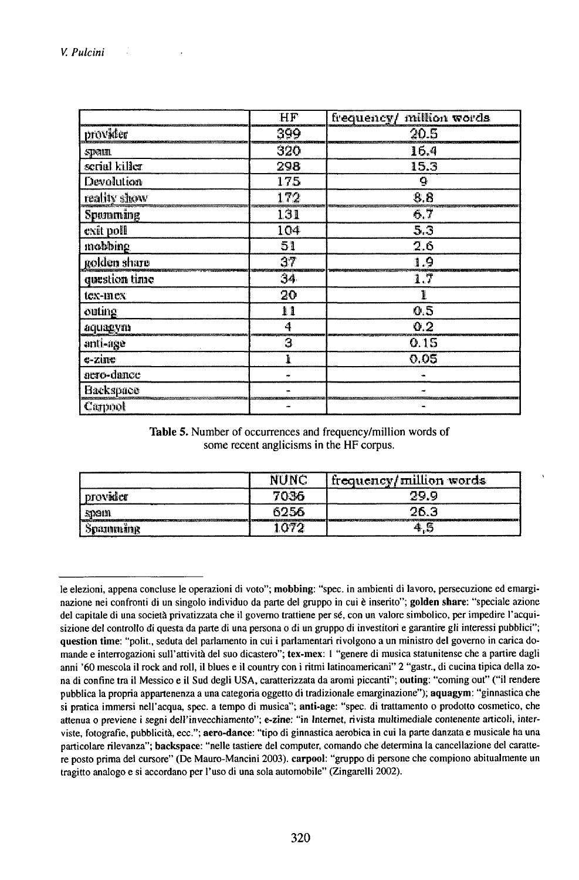| | HF | frequency/ million words |
|---|---|---|
| provider | 399 | 20.5 |
| spam | 320 | 16.4 |
| serial killer | 298 | 15.3 |
| Devolution | 175 | 9 |
| reality show | 172 | 8.8 |
| Spamming | 131 | 6.7 |
| exit poll | 104 | 5.3 |
| mobbing | 51 | 2.6 |
| golden share | 37 | 1.9 |
| question time | 34 | 1.7 |
| tex-mex | 20 | 1 |
| outing | 11 | 0.5 |
| aquagym | 4 | 0.2 |
| anti-age | 3 | 0.15 |
| e-zine | 1 | 0.05 |
| aero-dance | - | - |
| Backspace | - | - |
| Carpool | - | - |

**Table 5.** Number of occurrences and frequency/million words of some recent anglicisms in the HF corpus.

| | NUNC | frequency/million words |
|---|---|---|
| provider | 7036 | 29.9 |
| spam | 6256 | 26.3 |
| Spamming | 1072 | 4,5 |

---

le elezioni, appena concluse le operazioni di voto"; **mobbing**: "spec. in ambienti di lavoro, persecuzione ed emarginazione nei confronti di un singolo individuo da parte del gruppo in cui è inserito"; **golden share**: "speciale azione del capitale di una società privatizzata che il governo trattiene per sé, con un valore simbolico, per impedire l'acquisizione del controllo di questa da parte di una persona o di un gruppo di investitori e garantire gli interessi pubblici"; **question time**: "polit., seduta del parlamento in cui i parlamentari rivolgono a un ministro del governo in carica domande e interrogazioni sull'attività del suo dicastero"; **tex-mex**: 1 "genere di musica statunitense che a partire dagli anni '60 mescola il rock and roll, il blues e il country con i ritmi latinoamericani" 2 "gastr., di cucina tipica della zona di confine tra il Messico e il Sud degli USA, caratterizzata da aromi piccanti"; **outing**: "coming out" ("il rendere pubblica la propria appartenenza a una categoria oggetto di tradizionale emarginazione"); **aquagym**: "ginnastica che si pratica immersi nell'acqua, spec. a tempo di musica"; **anti-age**: "spec. di trattamento o prodotto cosmetico, che attenua o previene i segni dell'invecchiamento"; **e-zine**: "in Internet, rivista multimediale contenente articoli, interviste, fotografie, pubblicità, ecc."; **aero-dance**: "tipo di ginnastica aerobica in cui la parte danzata e musicale ha una particolare rilevanza"; **backspace**: "nelle tastiere del computer, comando che determina la cancellazione del carattere posto prima del cursore" (De Mauro-Mancini 2003). **carpool**: "gruppo di persone che compiono abitualmente un tragitto analogo e si accordano per l'uso di una sola automobile" (Zingarelli 2002).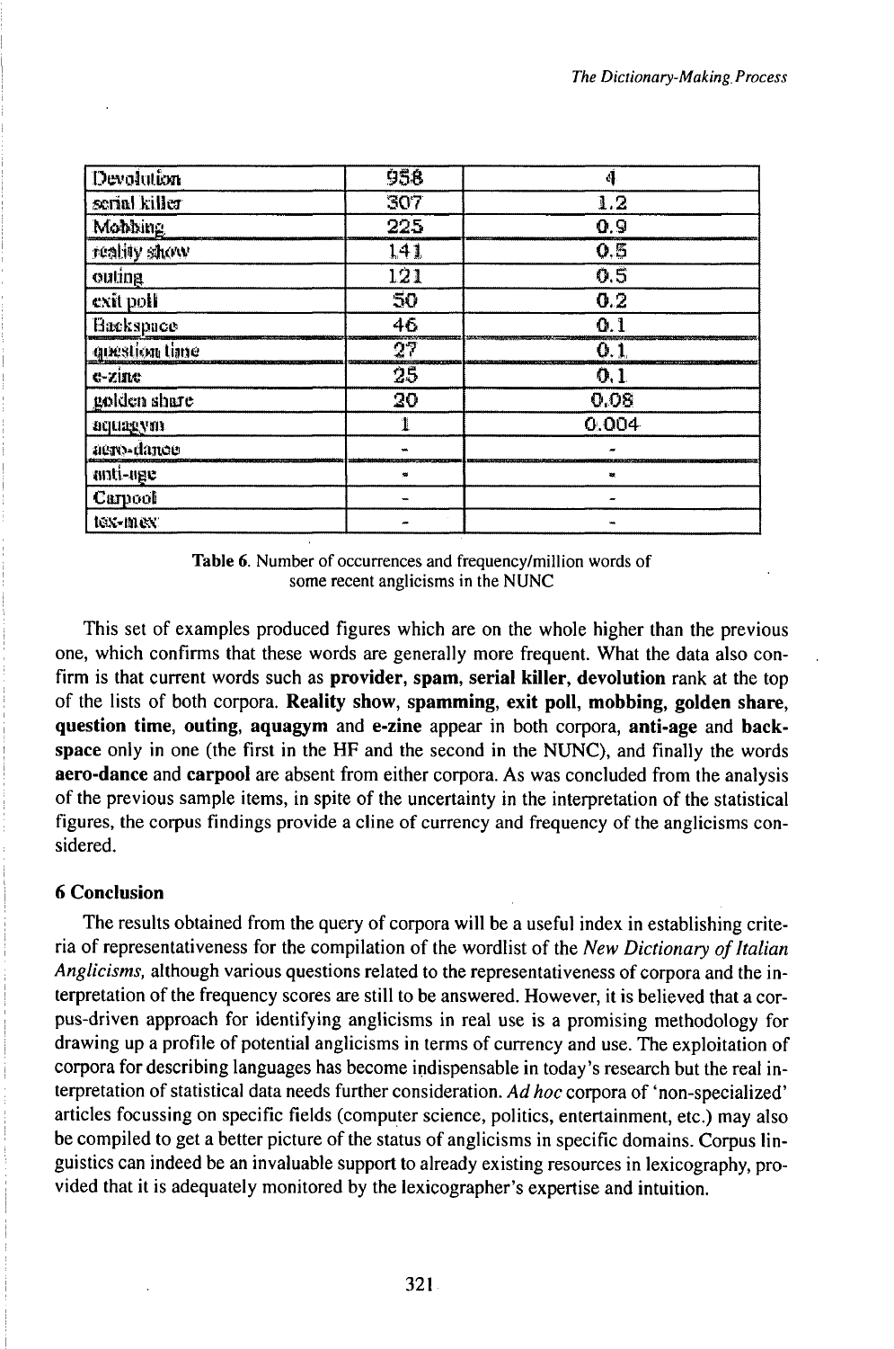| Devolution | 958 | 4 |
|---|---|---|
| serial killer | 307 | 1.2 |
| Mobbing | 225 | 0.9 |
| reality show | 141 | 0.5 |
| outing | 121 | 0.5 |
| exit poll | 50 | 0.2 |
| Backspace | 46 | 0.1 |
| question time | 27 | 0.1 |
| e-zine | 25 | 0.1 |
| golden share | 20 | 0.08 |
| aquagym | 1 | 0.004 |
| aero-dance | - | - |
| anti-age | - | - |
| Carpool | - | - |
| tex-mex | - | - |

**Table 6.** Number of occurrences and frequency/million words of some recent anglicisms in the NUNC

This set of examples produced figures which are on the whole higher than the previous one, which confirms that these words are generally more frequent. What the data also confirm is that current words such as **provider, spam, serial killer, devolution** rank at the top of the lists of both corpora. **Reality show, spamming, exit poll, mobbing, golden share, question time, outing, aquagym** and **e-zine** appear in both corpora, **anti-age** and **backspace** only in one (the first in the HF and the second in the NUNC), and finally the words **aero-dance** and **carpool** are absent from either corpora. As was concluded from the analysis of the previous sample items, in spite of the uncertainty in the interpretation of the statistical figures, the corpus findings provide a cline of currency and frequency of the anglicisms considered.

## 6 Conclusion

The results obtained from the query of corpora will be a useful index in establishing criteria of representativeness for the compilation of the wordlist of the *New Dictionary of Italian Anglicisms,* although various questions related to the representativeness of corpora and the interpretation of the frequency scores are still to be answered. However, it is believed that a corpus-driven approach for identifying anglicisms in real use is a promising methodology for drawing up a profile of potential anglicisms in terms of currency and use. The exploitation of corpora for describing languages has become indispensable in today's research but the real interpretation of statistical data needs further consideration. *Ad hoc* corpora of 'non-specialized' articles focussing on specific fields (computer science, politics, entertainment, etc.) may also be compiled to get a better picture of the status of anglicisms in specific domains. Corpus linguistics can indeed be an invaluable support to already existing resources in lexicography, provided that it is adequately monitored by the lexicographer's expertise and intuition.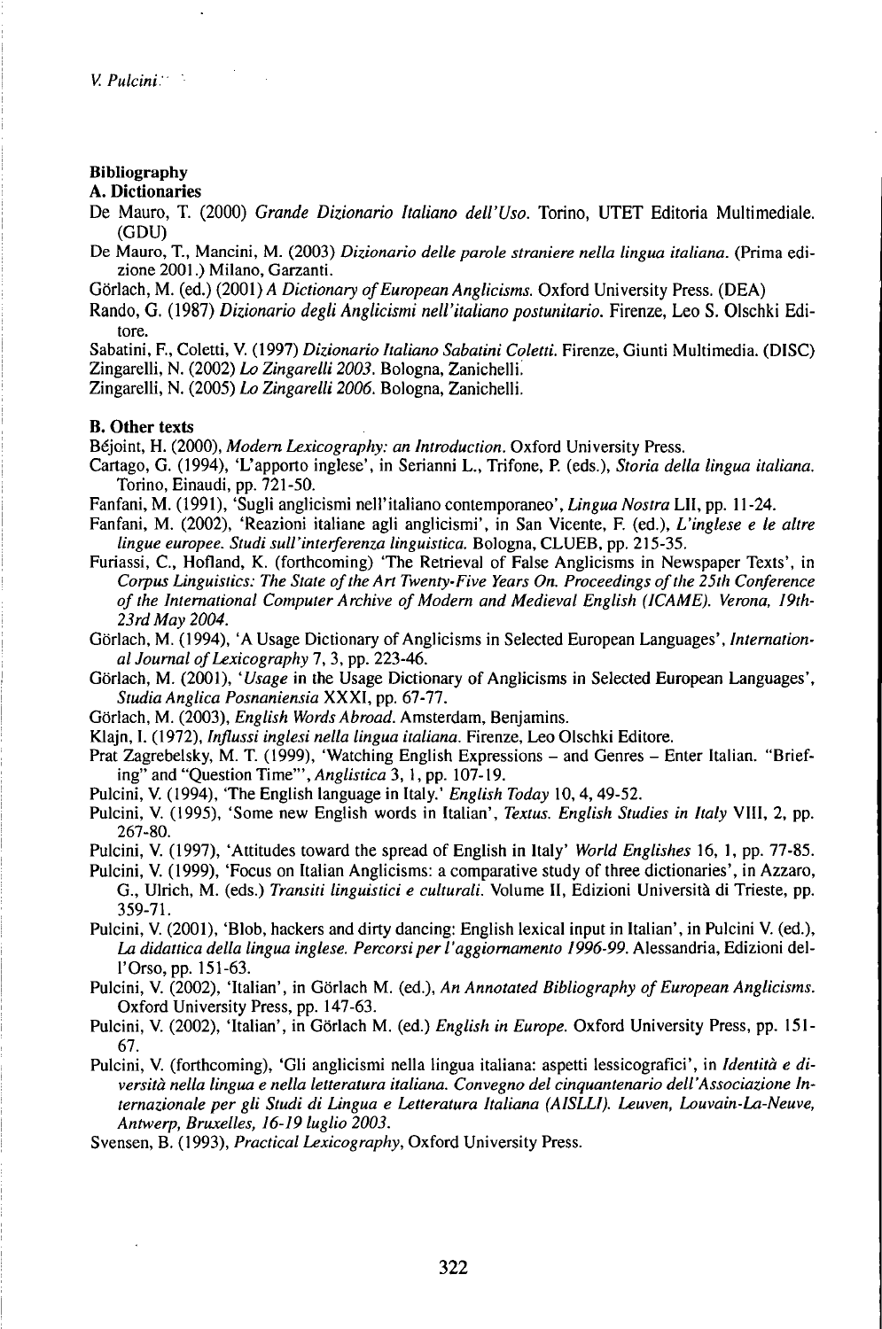## Bibliography

### A. Dictionaries

De Mauro, T. (2000) *Grande Dizionario Italiano dell'Uso*. Torino, UTET Editoria Multimediale. (GDU)

De Mauro, T., Mancini, M. (2003) *Dizionario delle parole straniere nella lingua italiana*. (Prima edizione 2001.) Milano, Garzanti.

Görlach, M. (ed.) (2001) *A Dictionary of European Anglicisms*. Oxford University Press. (DEA)

Rando, G. (1987) *Dizionario degli Anglicismi nell'italiano postunitario*. Firenze, Leo S. Olschki Editore.

Sabatini, F., Coletti, V. (1997) *Dizionario Italiano Sabatini Coletti*. Firenze, Giunti Multimedia. (DISC)

Zingarelli, N. (2002) *Lo Zingarelli 2003*. Bologna, Zanichelli.

Zingarelli, N. (2005) *Lo Zingarelli 2006*. Bologna, Zanichelli.

### B. Other texts

Béjoint, H. (2000), *Modern Lexicography: an Introduction*. Oxford University Press.

Cartago, G. (1994), 'L'apporto inglese', in Serianni L., Trifone, P. (eds.), *Storia della lingua italiana*. Torino, Einaudi, pp. 721-50.

Fanfani, M. (1991), 'Sugli anglicismi nell'italiano contemporaneo', *Lingua Nostra* LII, pp. 11-24.

Fanfani, M. (2002), 'Reazioni italiane agli anglicismi', in San Vicente, F. (ed.), *L'inglese e le altre lingue europee. Studi sull'interferenza linguistica*. Bologna, CLUEB, pp. 215-35.

Furiassi, C., Hofland, K. (forthcoming) 'The Retrieval of False Anglicisms in Newspaper Texts', in *Corpus Linguistics: The State of the Art Twenty-Five Years On. Proceedings of the 25th Conference of the International Computer Archive of Modern and Medieval English (ICAME). Verona, 19th-23rd May 2004.*

Görlach, M. (1994), 'A Usage Dictionary of Anglicisms in Selected European Languages', *International Journal of Lexicography* 7, 3, pp. 223-46.

Görlach, M. (2001), '*Usage* in the Usage Dictionary of Anglicisms in Selected European Languages', *Studia Anglica Posnaniensia* XXXI, pp. 67-77.

Görlach, M. (2003), *English Words Abroad*. Amsterdam, Benjamins.

Klajn, I. (1972), *Influssi inglesi nella lingua italiana*. Firenze, Leo Olschki Editore.

Prat Zagrebelsky, M. T. (1999), 'Watching English Expressions – and Genres – Enter Italian. "Briefing" and "Question Time"', *Anglistica* 3, 1, pp. 107-19.

Pulcini, V. (1994), 'The English language in Italy.' *English Today* 10, 4, 49-52.

Pulcini, V. (1995), 'Some new English words in Italian', *Textus. English Studies in Italy* VIII, 2, pp. 267-80.

Pulcini, V. (1997), 'Attitudes toward the spread of English in Italy' *World Englishes* 16, 1, pp. 77-85.

Pulcini, V. (1999), 'Focus on Italian Anglicisms: a comparative study of three dictionaries', in Azzaro, G., Ulrich, M. (eds.) *Transiti linguistici e culturali*. Volume II, Edizioni Università di Trieste, pp. 359-71.

Pulcini, V. (2001), 'Blob, hackers and dirty dancing: English lexical input in Italian', in Pulcini V. (ed.), *La didattica della lingua inglese. Percorsi per l'aggiornamento 1996-99*. Alessandria, Edizioni dell'Orso, pp. 151-63.

Pulcini, V. (2002), 'Italian', in Görlach M. (ed.), *An Annotated Bibliography of European Anglicisms*. Oxford University Press, pp. 147-63.

Pulcini, V. (2002), 'Italian', in Görlach M. (ed.) *English in Europe*. Oxford University Press, pp. 151-67.

Pulcini, V. (forthcoming), 'Gli anglicismi nella lingua italiana: aspetti lessicografici', in *Identità e diversità nella lingua e nella letteratura italiana. Convegno del cinquantenario dell'Associazione Internazionale per gli Studi di Lingua e Letteratura Italiana (AISLLI). Leuven, Louvain-La-Neuve, Antwerp, Bruxelles, 16-19 luglio 2003.*

Svensen, B. (1993), *Practical Lexicography*, Oxford University Press.